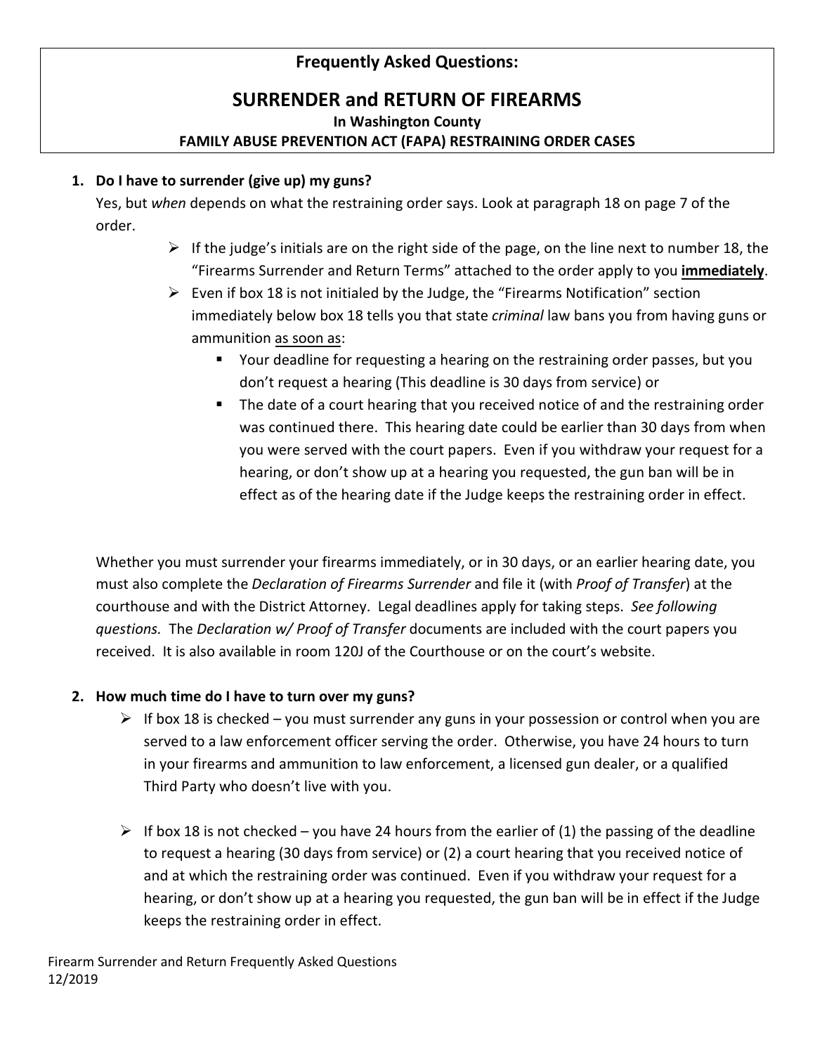# Frequently Asked Questions:

## SURRENDER and RETURN OF FIREARMS

### In Washington County

### FAMILY ABUSE PREVENTION ACT (FAPA) RESTRAINING ORDER CASES

1. **Do I have to surrender (give up) my guns?**

   Yes, but *when* depends on what the restraining order says. Look at paragraph 18 on page 7 of the order.

   - If the judge's initials are on the right side of the page, on the line next to number 18, the "Firearms Surrender and Return Terms" attached to the order apply to you **immediately**.
   - Even if box 18 is not initialed by the Judge, the "Firearms Notification" section immediately below box 18 tells you that state *criminal* law bans you from having guns or ammunition as soon as:
     - Your deadline for requesting a hearing on the restraining order passes, but you don't request a hearing (This deadline is 30 days from service) or
     - The date of a court hearing that you received notice of and the restraining order was continued there. This hearing date could be earlier than 30 days from when you were served with the court papers. Even if you withdraw your request for a hearing, or don't show up at a hearing you requested, the gun ban will be in effect as of the hearing date if the Judge keeps the restraining order in effect.

   Whether you must surrender your firearms immediately, or in 30 days, or an earlier hearing date, you must also complete the *Declaration of Firearms Surrender* and file it (with *Proof of Transfer*) at the courthouse and with the District Attorney. Legal deadlines apply for taking steps. *See following questions.* The *Declaration w/ Proof of Transfer* documents are included with the court papers you received. It is also available in room 120J of the Courthouse or on the court's website.

2. **How much time do I have to turn over my guns?**

   - If box 18 is checked – you must surrender any guns in your possession or control when you are served to a law enforcement officer serving the order. Otherwise, you have 24 hours to turn in your firearms and ammunition to law enforcement, a licensed gun dealer, or a qualified Third Party who doesn't live with you.

   - If box 18 is not checked – you have 24 hours from the earlier of (1) the passing of the deadline to request a hearing (30 days from service) or (2) a court hearing that you received notice of and at which the restraining order was continued. Even if you withdraw your request for a hearing, or don't show up at a hearing you requested, the gun ban will be in effect if the Judge keeps the restraining order in effect.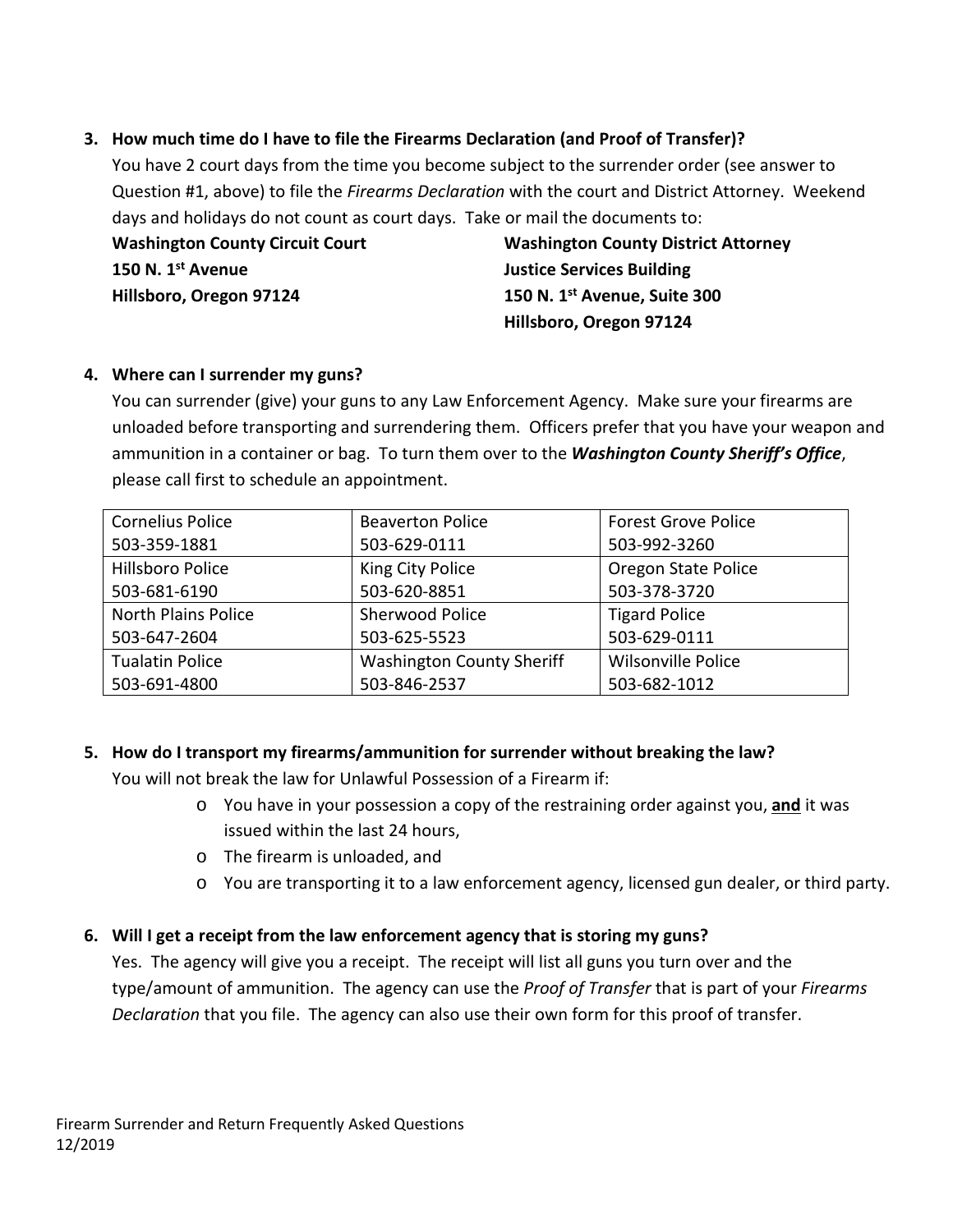3. **How much time do I have to file the Firearms Declaration (and Proof of Transfer)?**

   You have 2 court days from the time you become subject to the surrender order (see answer to Question #1, above) to file the *Firearms Declaration* with the court and District Attorney. Weekend days and holidays do not count as court days. Take or mail the documents to:

   **Washington County Circuit Court**
   **150 N. 1st Avenue**
   **Hillsboro, Oregon 97124**

   **Washington County District Attorney**
   **Justice Services Building**
   **150 N. 1st Avenue, Suite 300**
   **Hillsboro, Oregon 97124**

4. **Where can I surrender my guns?**

   You can surrender (give) your guns to any Law Enforcement Agency. Make sure your firearms are unloaded before transporting and surrendering them. Officers prefer that you have your weapon and ammunition in a container or bag. To turn them over to the ***Washington County Sheriff's Office***, please call first to schedule an appointment.

| | | |
|---|---|---|
| Cornelius Police 503-359-1881 | Beaverton Police 503-629-0111 | Forest Grove Police 503-992-3260 |
| Hillsboro Police 503-681-6190 | King City Police 503-620-8851 | Oregon State Police 503-378-3720 |
| North Plains Police 503-647-2604 | Sherwood Police 503-625-5523 | Tigard Police 503-629-0111 |
| Tualatin Police 503-691-4800 | Washington County Sheriff 503-846-2537 | Wilsonville Police 503-682-1012 |

5. **How do I transport my firearms/ammunition for surrender without breaking the law?**

   You will not break the law for Unlawful Possession of a Firearm if:

   - You have in your possession a copy of the restraining order against you, **and** it was issued within the last 24 hours,
   - The firearm is unloaded, and
   - You are transporting it to a law enforcement agency, licensed gun dealer, or third party.

6. **Will I get a receipt from the law enforcement agency that is storing my guns?**

   Yes. The agency will give you a receipt. The receipt will list all guns you turn over and the type/amount of ammunition. The agency can use the *Proof of Transfer* that is part of your *Firearms Declaration* that you file. The agency can also use their own form for this proof of transfer.

Firearm Surrender and Return Frequently Asked Questions
12/2019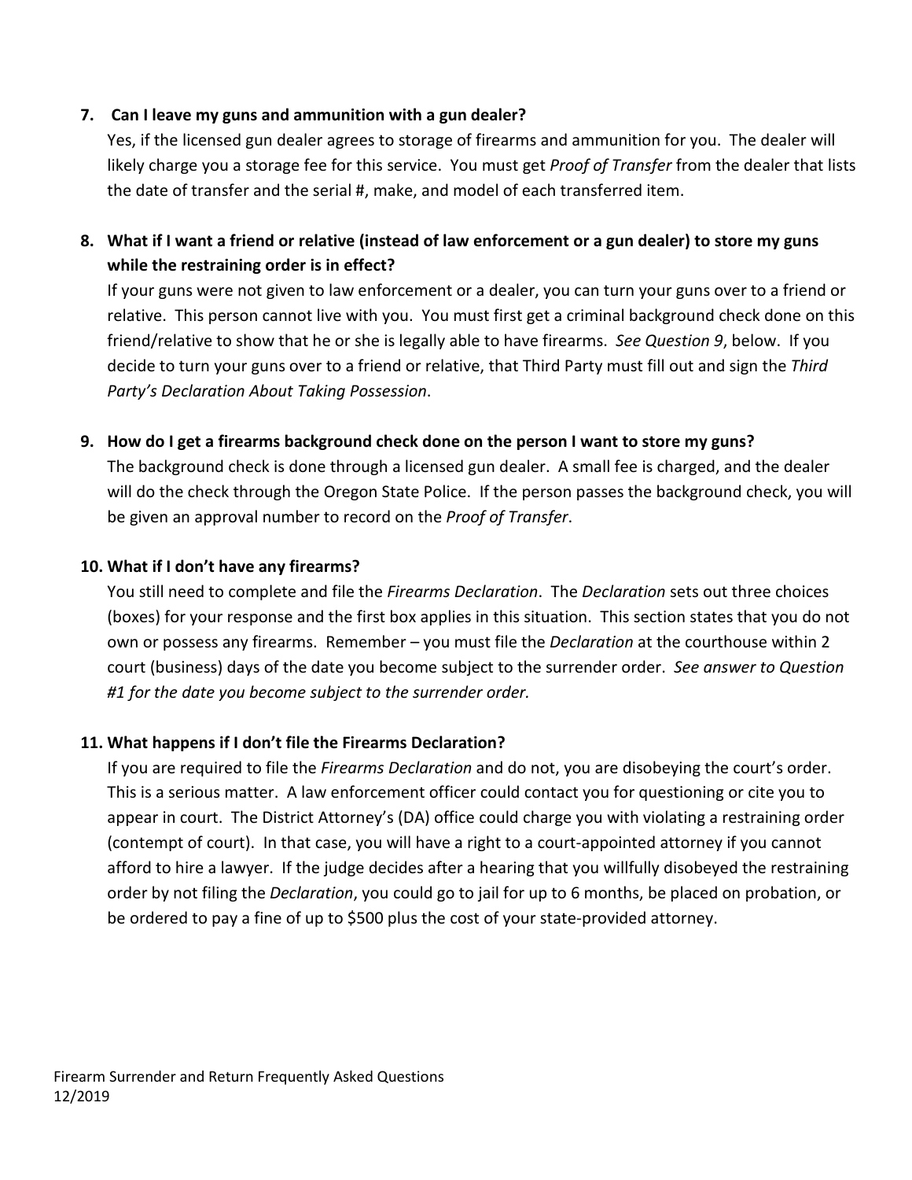**7. Can I leave my guns and ammunition with a gun dealer?**

Yes, if the licensed gun dealer agrees to storage of firearms and ammunition for you. The dealer will likely charge you a storage fee for this service. You must get *Proof of Transfer* from the dealer that lists the date of transfer and the serial #, make, and model of each transferred item.

**8. What if I want a friend or relative (instead of law enforcement or a gun dealer) to store my guns while the restraining order is in effect?**

If your guns were not given to law enforcement or a dealer, you can turn your guns over to a friend or relative. This person cannot live with you. You must first get a criminal background check done on this friend/relative to show that he or she is legally able to have firearms. *See Question 9*, below. If you decide to turn your guns over to a friend or relative, that Third Party must fill out and sign the *Third Party's Declaration About Taking Possession*.

**9. How do I get a firearms background check done on the person I want to store my guns?**

The background check is done through a licensed gun dealer. A small fee is charged, and the dealer will do the check through the Oregon State Police. If the person passes the background check, you will be given an approval number to record on the *Proof of Transfer*.

**10. What if I don't have any firearms?**

You still need to complete and file the *Firearms Declaration*. The *Declaration* sets out three choices (boxes) for your response and the first box applies in this situation. This section states that you do not own or possess any firearms. Remember – you must file the *Declaration* at the courthouse within 2 court (business) days of the date you become subject to the surrender order. *See answer to Question #1 for the date you become subject to the surrender order.*

**11. What happens if I don't file the Firearms Declaration?**

If you are required to file the *Firearms Declaration* and do not, you are disobeying the court's order. This is a serious matter. A law enforcement officer could contact you for questioning or cite you to appear in court. The District Attorney's (DA) office could charge you with violating a restraining order (contempt of court). In that case, you will have a right to a court-appointed attorney if you cannot afford to hire a lawyer. If the judge decides after a hearing that you willfully disobeyed the restraining order by not filing the *Declaration*, you could go to jail for up to 6 months, be placed on probation, or be ordered to pay a fine of up to $500 plus the cost of your state-provided attorney.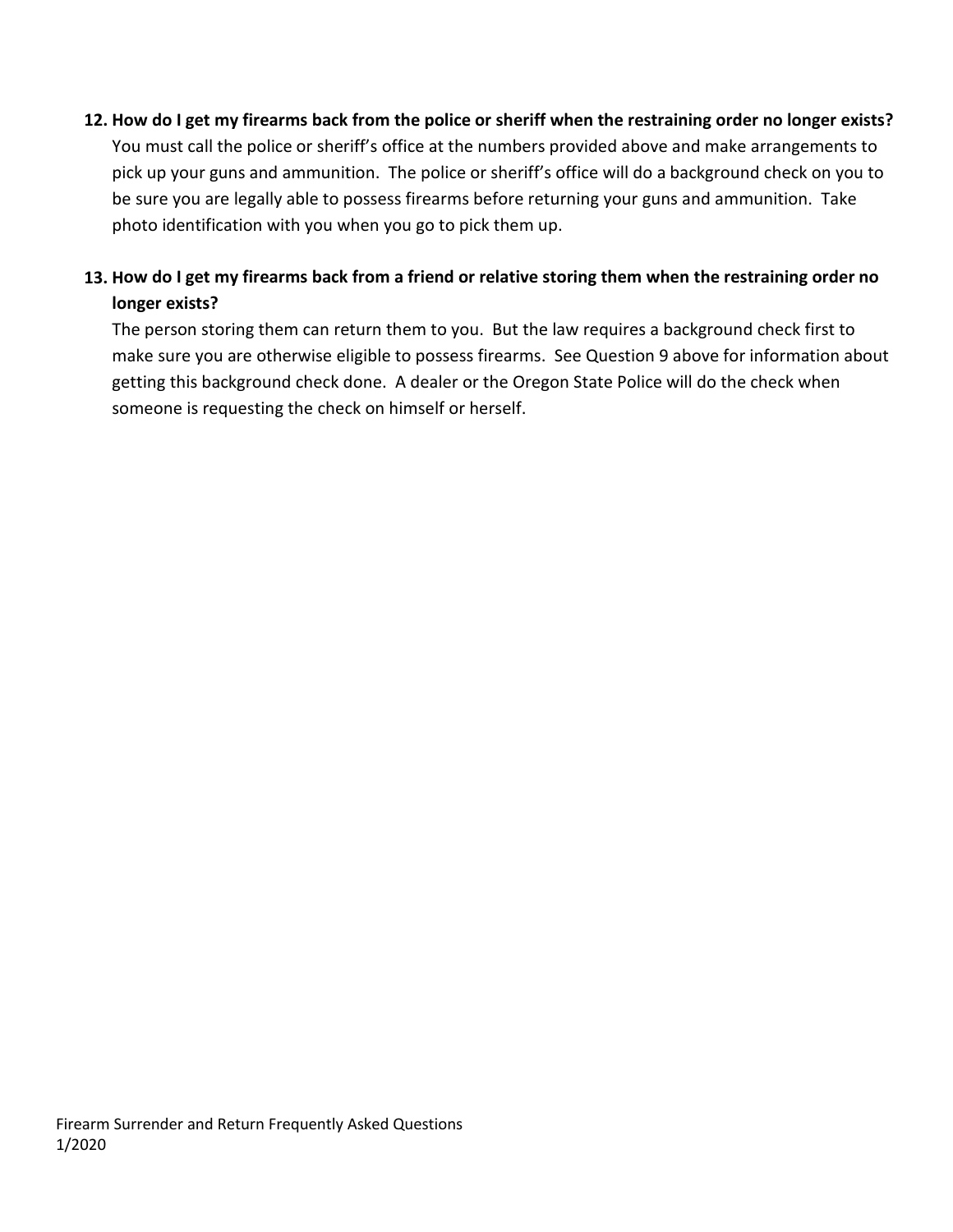**12. How do I get my firearms back from the police or sheriff when the restraining order no longer exists?**

You must call the police or sheriff's office at the numbers provided above and make arrangements to pick up your guns and ammunition. The police or sheriff's office will do a background check on you to be sure you are legally able to possess firearms before returning your guns and ammunition. Take photo identification with you when you go to pick them up.

**13. How do I get my firearms back from a friend or relative storing them when the restraining order no longer exists?**

The person storing them can return them to you. But the law requires a background check first to make sure you are otherwise eligible to possess firearms. See Question 9 above for information about getting this background check done. A dealer or the Oregon State Police will do the check when someone is requesting the check on himself or herself.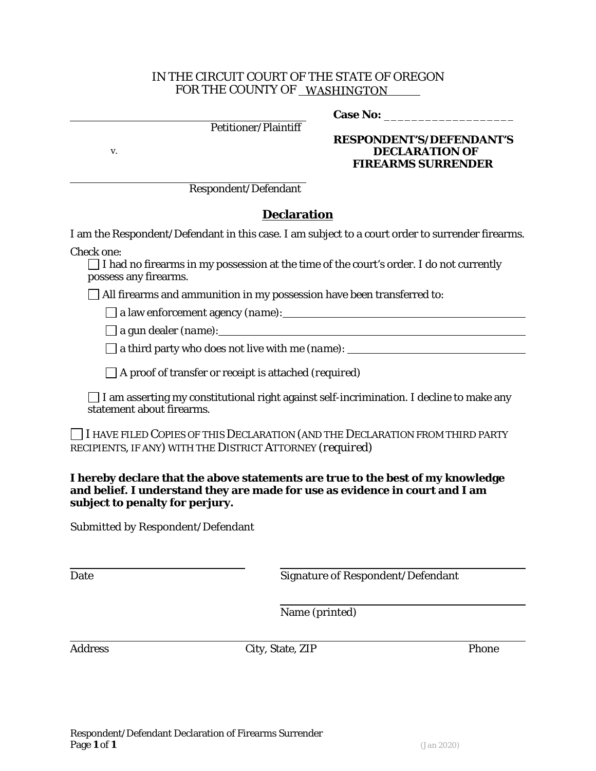IN THE CIRCUIT COURT OF THE STATE OF OREGON
FOR THE COUNTY OF WASHINGTON

| | |
|---|---|
| ______________________ Petitioner/Plaintiff | **Case No:** ____________________ |
| v. | **RESPONDENT'S/DEFENDANT'S DECLARATION OF FIREARMS SURRENDER** |
| ______________________ Respondent/Defendant | |

## Declaration

I am the Respondent/Defendant in this case. I am subject to a court order to surrender firearms.

Check one:

- ☐ I had no firearms in my possession at the time of the court's order. I do not currently possess any firearms.
- ☐ All firearms and ammunition in my possession have been transferred to:
  - ☐ a law enforcement agency (*name*): ______________________
  - ☐ a gun dealer (*name*): ______________________
  - ☐ a third party who does not live with me (*name*): ______________________
  - ☐ A proof of transfer or receipt is attached (*required*)
- ☐ I am asserting my constitutional right against self-incrimination. I decline to make any statement about firearms.

☐ I HAVE FILED COPIES OF THIS DECLARATION (AND THE DECLARATION FROM THIRD PARTY RECIPIENTS, IF ANY) WITH THE DISTRICT ATTORNEY (*required*)

**I hereby declare that the above statements are true to the best of my knowledge and belief. I understand they are made for use as evidence in court and I am subject to penalty for perjury.**

Submitted by Respondent/Defendant

______________________ Date

______________________ Signature of Respondent/Defendant

______________________ Name (printed)

______________________ Address ______________________ City, State, ZIP ______________________ Phone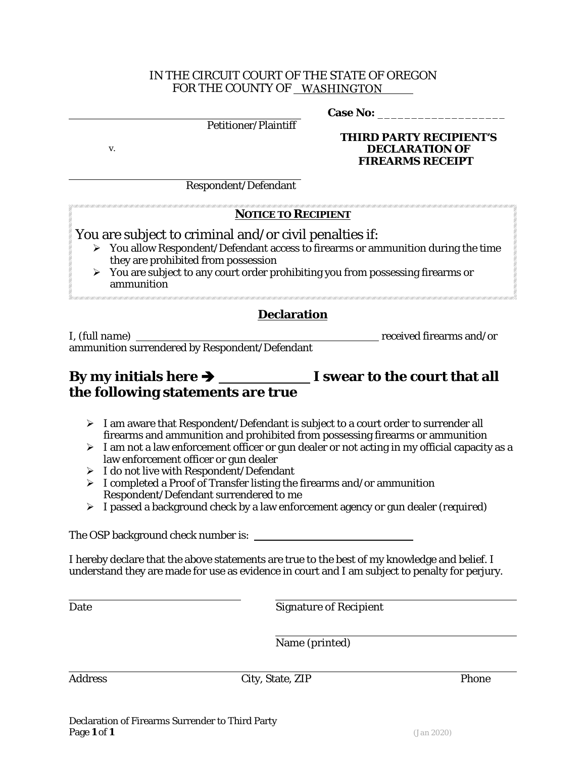IN THE CIRCUIT COURT OF THE STATE OF OREGON
FOR THE COUNTY OF WASHINGTON

______________________________
Petitioner/Plaintiff

v.

______________________________
Respondent/Defendant

**Case No:** ____________________

**THIRD PARTY RECIPIENT'S DECLARATION OF FIREARMS RECEIPT**

**NOTICE TO RECIPIENT**

You are subject to criminal and/or civil penalties if:

- You allow Respondent/Defendant access to firearms or ammunition during the time they are prohibited from possession
- You are subject to any court order prohibiting you from possessing firearms or ammunition

## Declaration

I, (full name) ______________________________ received firearms and/or ammunition surrendered by Respondent/Defendant

## By my initials here ➔ __________ I swear to the court that all the following statements are true

- I am aware that Respondent/Defendant is subject to a court order to surrender all firearms and ammunition and prohibited from possessing firearms or ammunition
- I am not a law enforcement officer or gun dealer or not acting in my official capacity as a law enforcement officer or gun dealer
- I do not live with Respondent/Defendant
- I completed a Proof of Transfer listing the firearms and/or ammunition Respondent/Defendant surrendered to me
- I passed a background check by a law enforcement agency or gun dealer (required)

The OSP background check number is: ______________________________

I hereby declare that the above statements are true to the best of my knowledge and belief. I understand they are made for use as evidence in court and I am subject to penalty for perjury.

______________________________ Date

______________________________ Signature of Recipient

______________________________ Name (printed)

______________________________ Address ______________________________ City, State, ZIP ______________________________ Phone

Declaration of Firearms Surrender to Third Party

(Jan 2020)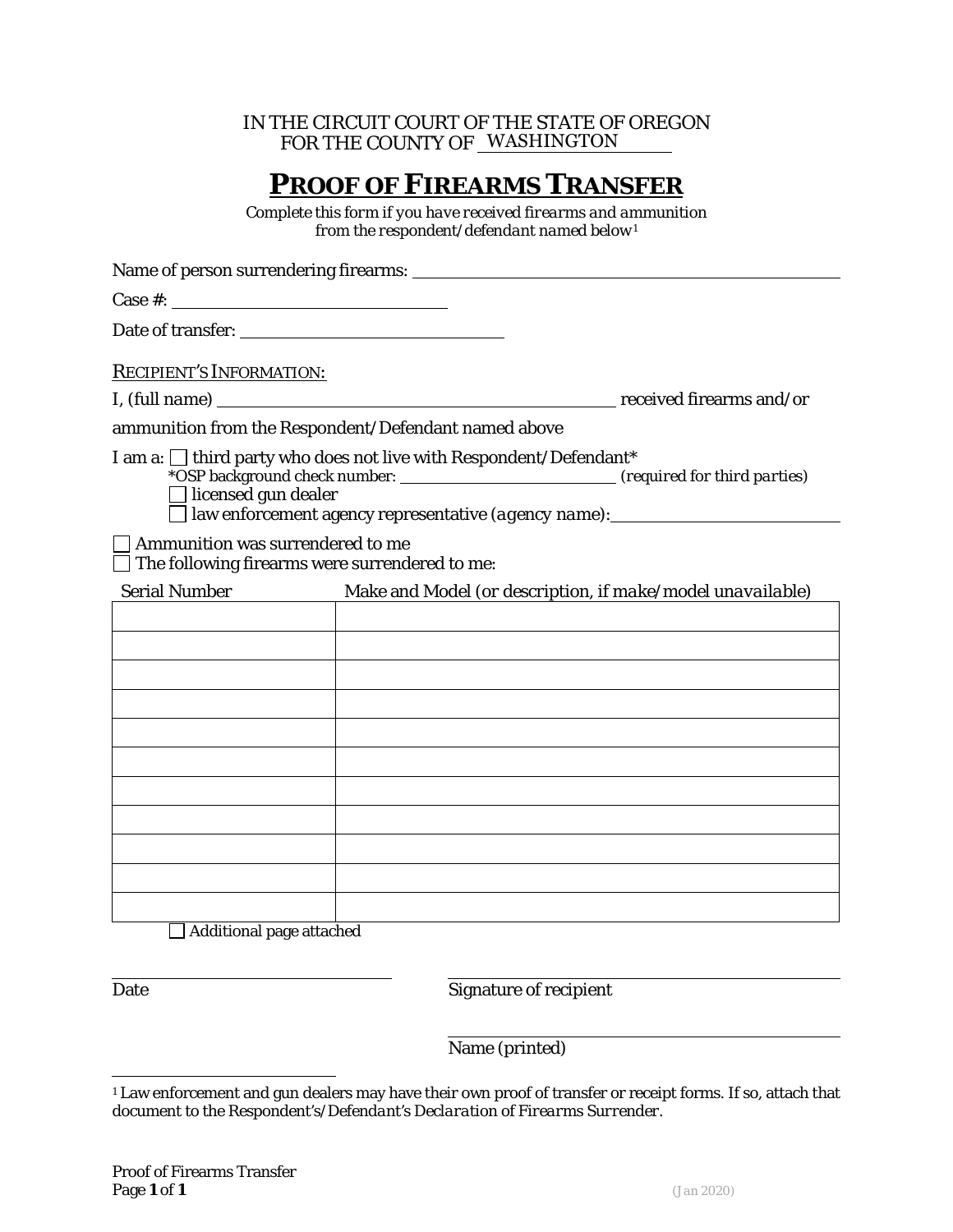IN THE CIRCUIT COURT OF THE STATE OF OREGON
FOR THE COUNTY OF WASHINGTON

# PROOF OF FIREARMS TRANSFER

*Complete this form if you have received firearms and ammunition from the respondent/defendant named below*[1]

Name of person surrendering firearms: ______________________________

Case #: ____________________

Date of transfer: ____________________

RECIPIENT'S INFORMATION:

I, *(full name)* ______________________________ received firearms and/or ammunition from the Respondent/Defendant named above

I am a: ☐ third party who does not live with Respondent/Defendant*
*OSP background check number: ____________________ *(required for third parties)*
☐ licensed gun dealer
☐ law enforcement agency representative *(agency name)*: ____________________

☐ Ammunition was surrendered to me
☐ The following firearms were surrendered to me:

| Serial Number | Make and Model *(or description, if make/model unavailable)* |
|---|---|
| | |
| | |
| | |
| | |
| | |
| | |
| | |
| | |
| | |
| | |
| | |

☐ Additional page attached

____________________ ____________________
Date Signature of recipient

____________________
Name (printed)

[1] Law enforcement and gun dealers may have their own proof of transfer or receipt forms. If so, attach that document to the Respondent's/Defendant's *Declaration of Firearms Surrender*.

Proof of Firearms Transfer
(Jan 2020)